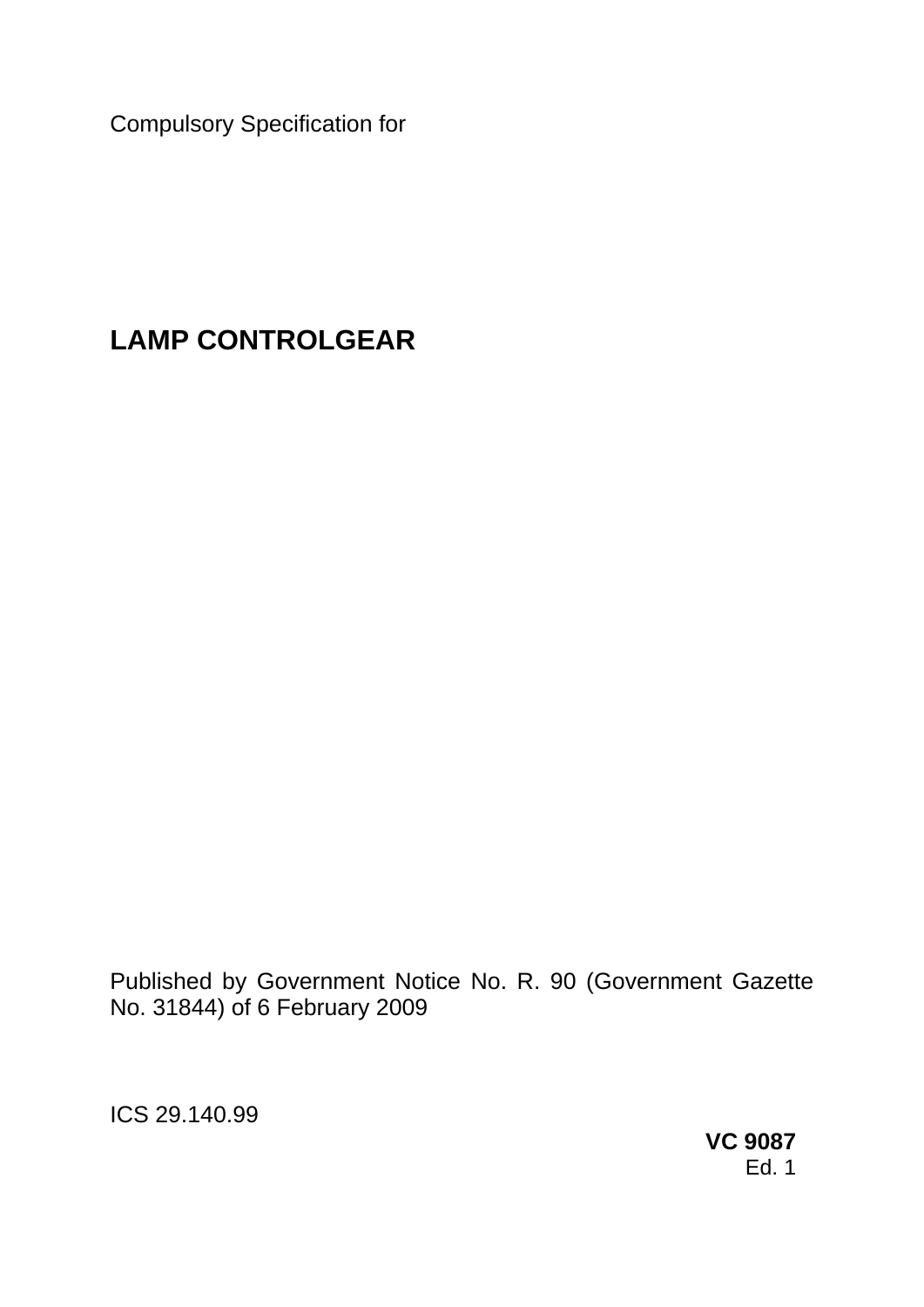Compulsory Specification for

# LAMP CONTROLGEAR

Published by Government Notice No. R. 90 (Government Gazette No. 31844) of 6 February 2009

ICS 29.140.99

**VC 9087**
Ed. 1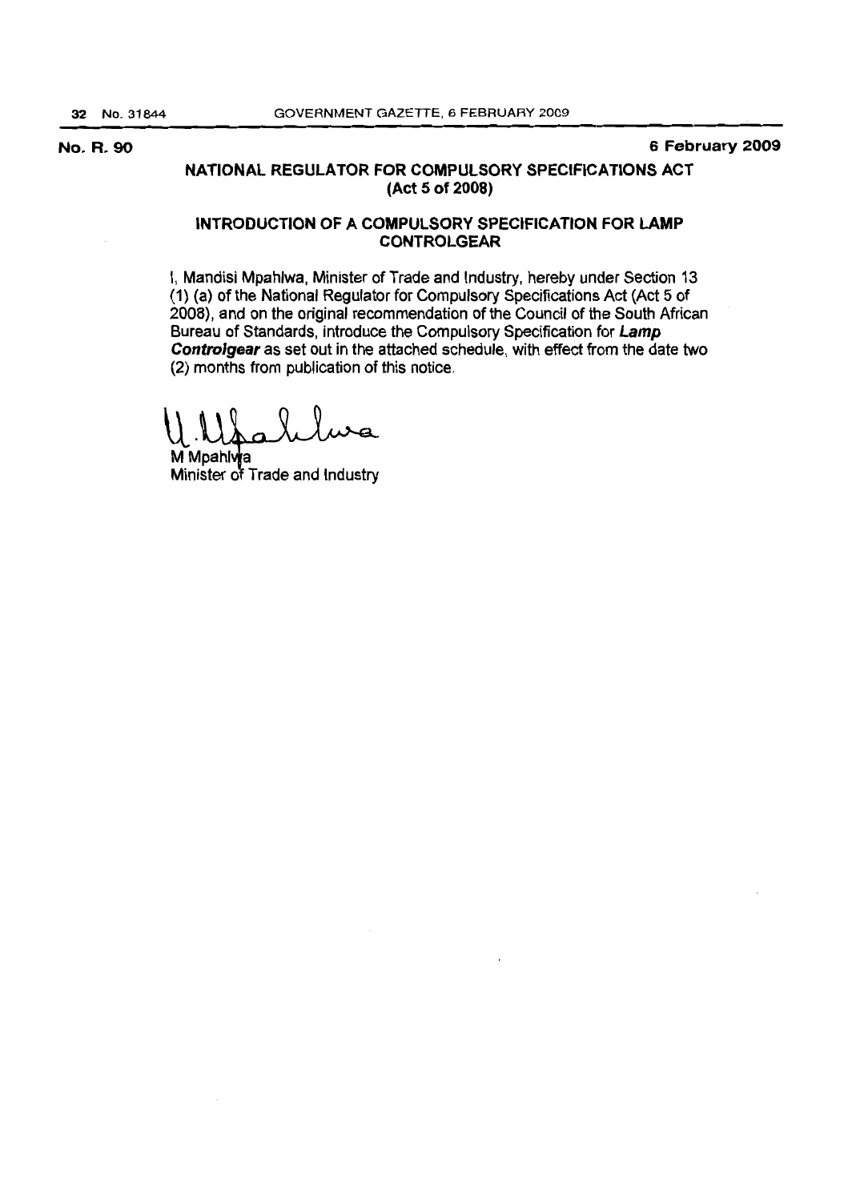**No. R. 90** **6 February 2009**

## NATIONAL REGULATOR FOR COMPULSORY SPECIFICATIONS ACT (Act 5 of 2008)

## INTRODUCTION OF A COMPULSORY SPECIFICATION FOR LAMP CONTROLGEAR

I, Mandisi Mpahlwa, Minister of Trade and Industry, hereby under Section 13 (1) (a) of the National Regulator for Compulsory Specifications Act (Act 5 of 2008), and on the original recommendation of the Council of the South African Bureau of Standards, introduce the Compulsory Specification for ***Lamp Controlgear*** as set out in the attached schedule, with effect from the date two (2) months from publication of this notice.

M Mpahlwa
Minister of Trade and Industry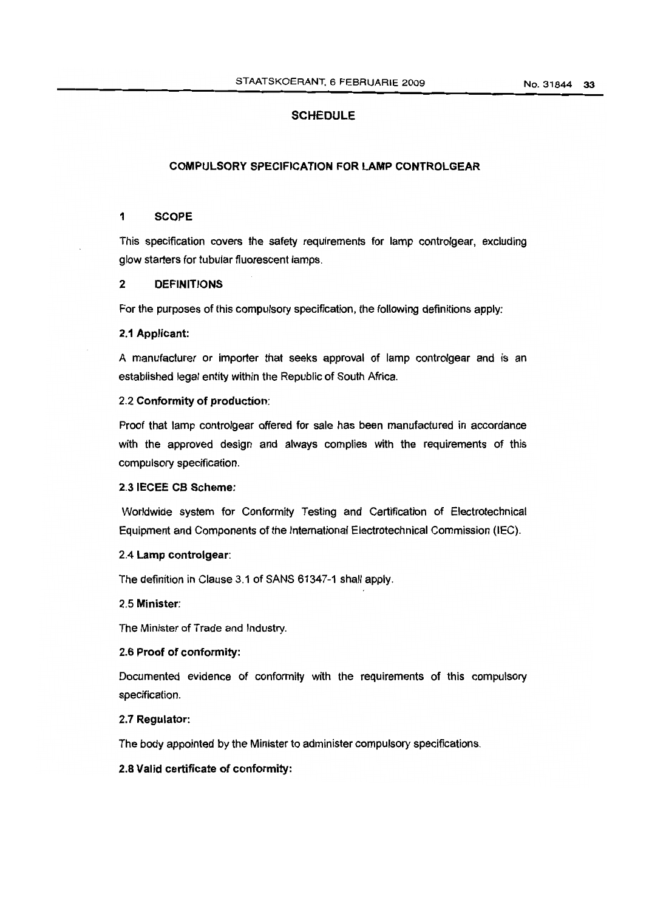## SCHEDULE

### COMPULSORY SPECIFICATION FOR LAMP CONTROLGEAR

### 1 SCOPE

This specification covers the safety requirements for lamp controlgear, excluding glow starters for tubular fluorescent lamps.

### 2 DEFINITIONS

For the purposes of this compulsory specification, the following definitions apply:

**2.1 Applicant:**

A manufacturer or importer that seeks approval of lamp controlgear and is an established legal entity within the Republic of South Africa.

2.2 **Conformity of production**:

Proof that lamp controlgear offered for sale has been manufactured in accordance with the approved design and always complies with the requirements of this compulsory specification.

**2.3 IECEE CB Scheme:**

Worldwide system for Conformity Testing and Certification of Electrotechnical Equipment and Components of the International Electrotechnical Commission (IEC).

2.4 **Lamp controlgear**:

The definition in Clause 3.1 of SANS 61347-1 shall apply.

2.5 **Minister**:

The Minister of Trade and Industry.

**2.6 Proof of conformity:**

Documented evidence of conformity with the requirements of this compulsory specification.

**2.7 Regulator:**

The body appointed by the Minister to administer compulsory specifications.

**2.8 Valid certificate of conformity:**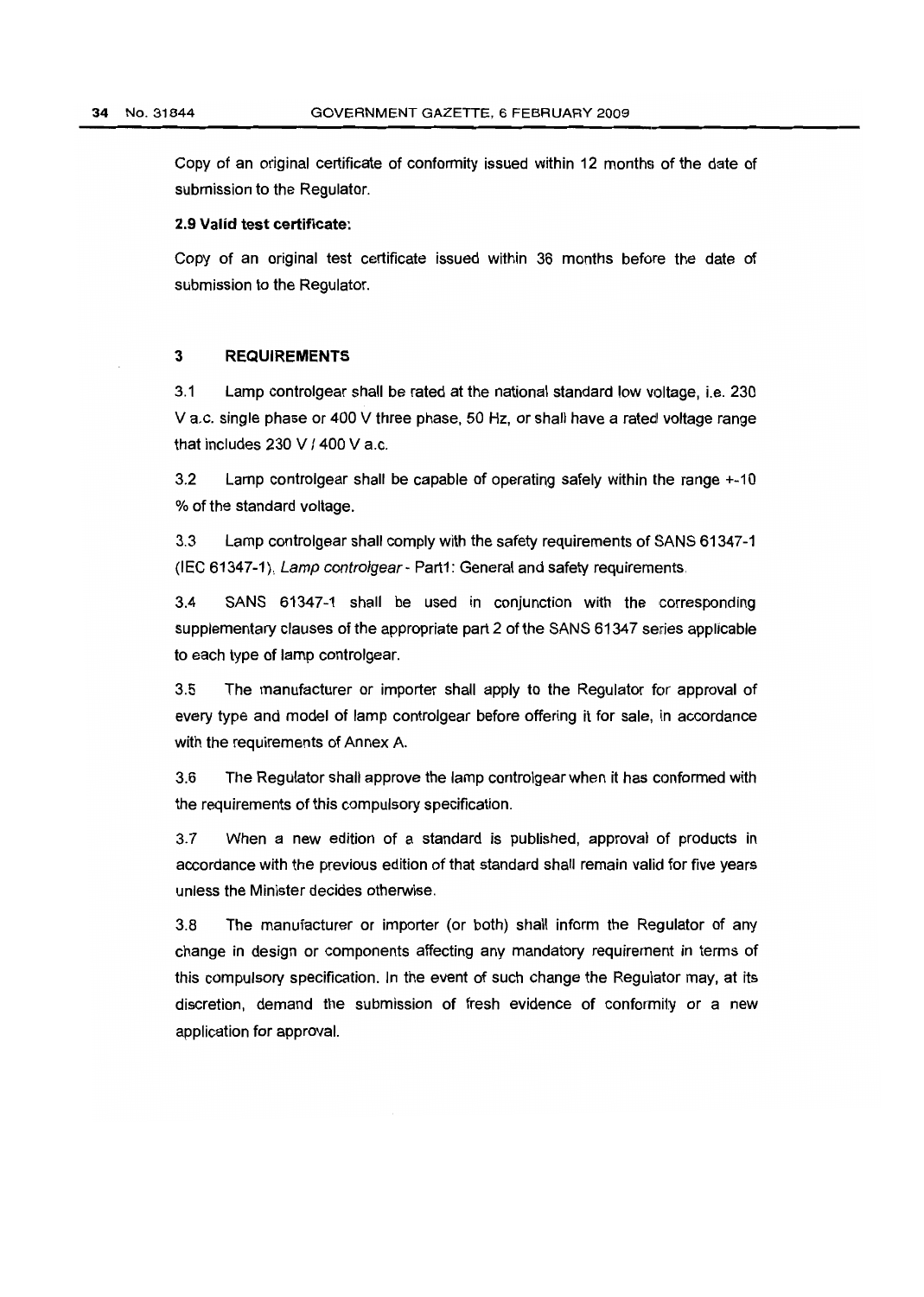Copy of an original certificate of conformity issued within 12 months of the date of submission to the Regulator.

**2.9 Valid test certificate:**

Copy of an original test certificate issued within 36 months before the date of submission to the Regulator.

## 3 REQUIREMENTS

3.1 Lamp controlgear shall be rated at the national standard low voltage, i.e. 230 V a.c. single phase or 400 V three phase, 50 Hz, or shall have a rated voltage range that includes 230 V / 400 V a.c.

3.2 Lamp controlgear shall be capable of operating safely within the range +-10 % of the standard voltage.

3.3 Lamp controlgear shall comply with the safety requirements of SANS 61347-1 (IEC 61347-1), *Lamp controlgear* - Part1: General and safety requirements.

3.4 SANS 61347-1 shall be used in conjunction with the corresponding supplementary clauses of the appropriate part 2 of the SANS 61347 series applicable to each type of lamp controlgear.

3.5 The manufacturer or importer shall apply to the Regulator for approval of every type and model of lamp controlgear before offering it for sale, in accordance with the requirements of Annex A.

3.6 The Regulator shall approve the lamp controlgear when it has conformed with the requirements of this compulsory specification.

3.7 When a new edition of a standard is published, approval of products in accordance with the previous edition of that standard shall remain valid for five years unless the Minister decides otherwise.

3.8 The manufacturer or importer (or both) shall inform the Regulator of any change in design or components affecting any mandatory requirement in terms of this compulsory specification. In the event of such change the Regulator may, at its discretion, demand the submission of fresh evidence of conformity or a new application for approval.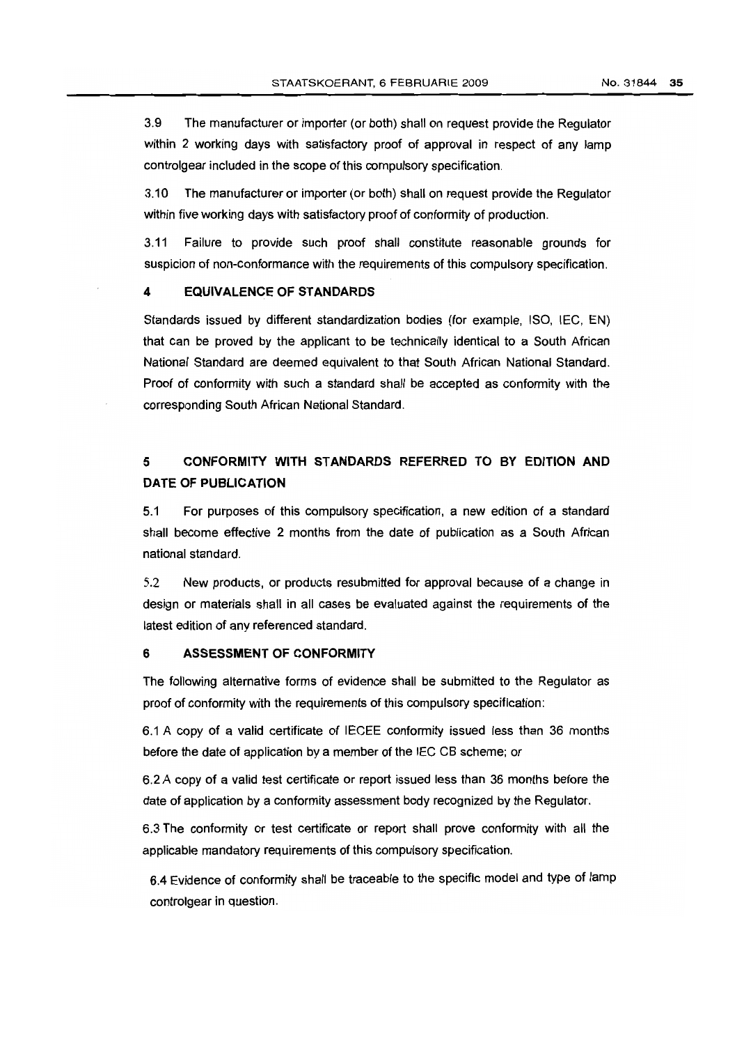3.9 The manufacturer or importer (or both) shall on request provide the Regulator within 2 working days with satisfactory proof of approval in respect of any lamp controlgear included in the scope of this compulsory specification.

3.10 The manufacturer or importer (or both) shall on request provide the Regulator within five working days with satisfactory proof of conformity of production.

3.11 Failure to provide such proof shall constitute reasonable grounds for suspicion of non-conformance with the requirements of this compulsory specification.

## 4 EQUIVALENCE OF STANDARDS

Standards issued by different standardization bodies (for example, ISO, IEC, EN) that can be proved by the applicant to be technically identical to a South African National Standard are deemed equivalent to that South African National Standard. Proof of conformity with such a standard shall be accepted as conformity with the corresponding South African National Standard.

## 5 CONFORMITY WITH STANDARDS REFERRED TO BY EDITION AND DATE OF PUBLICATION

5.1 For purposes of this compulsory specification, a new edition of a standard shall become effective 2 months from the date of publication as a South African national standard.

5.2 New products, or products resubmitted for approval because of a change in design or materials shall in all cases be evaluated against the requirements of the latest edition of any referenced standard.

## 6 ASSESSMENT OF CONFORMITY

The following alternative forms of evidence shall be submitted to the Regulator as proof of conformity with the requirements of this compulsory specification:

6.1 A copy of a valid certificate of IECEE conformity issued less than 36 months before the date of application by a member of the IEC CB scheme; or

6.2 A copy of a valid test certificate or report issued less than 36 months before the date of application by a conformity assessment body recognized by the Regulator.

6.3 The conformity or test certificate or report shall prove conformity with all the applicable mandatory requirements of this compulsory specification.

6.4 Evidence of conformity shall be traceable to the specific model and type of lamp controlgear in question.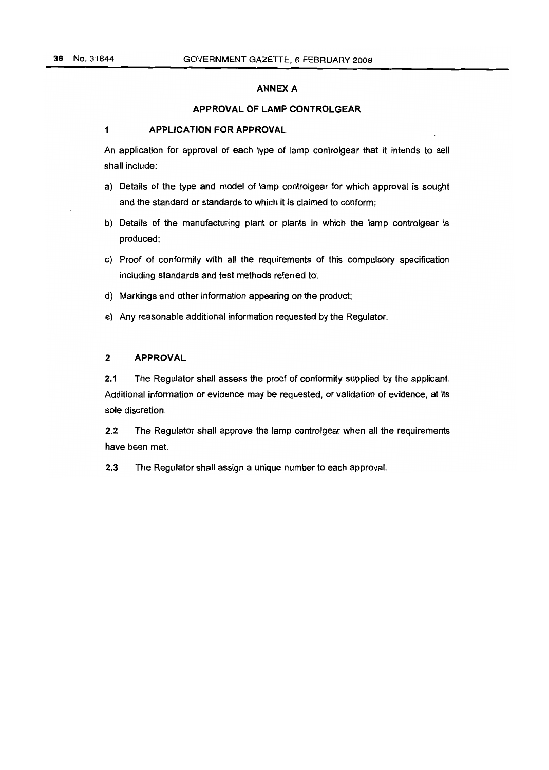# ANNEX A

## APPROVAL OF LAMP CONTROLGEAR

### 1 APPLICATION FOR APPROVAL

An application for approval of each type of lamp controlgear that it intends to sell shall include:

a) Details of the type and model of lamp controlgear for which approval is sought and the standard or standards to which it is claimed to conform;

b) Details of the manufacturing plant or plants in which the lamp controlgear is produced;

c) Proof of conformity with all the requirements of this compulsory specification including standards and test methods referred to;

d) Markings and other information appearing on the product;

e) Any reasonable additional information requested by the Regulator.

### 2 APPROVAL

**2.1** The Regulator shall assess the proof of conformity supplied by the applicant. Additional information or evidence may be requested, or validation of evidence, at its sole discretion.

**2.2** The Regulator shall approve the lamp controlgear when all the requirements have been met.

**2.3** The Regulator shall assign a unique number to each approval.